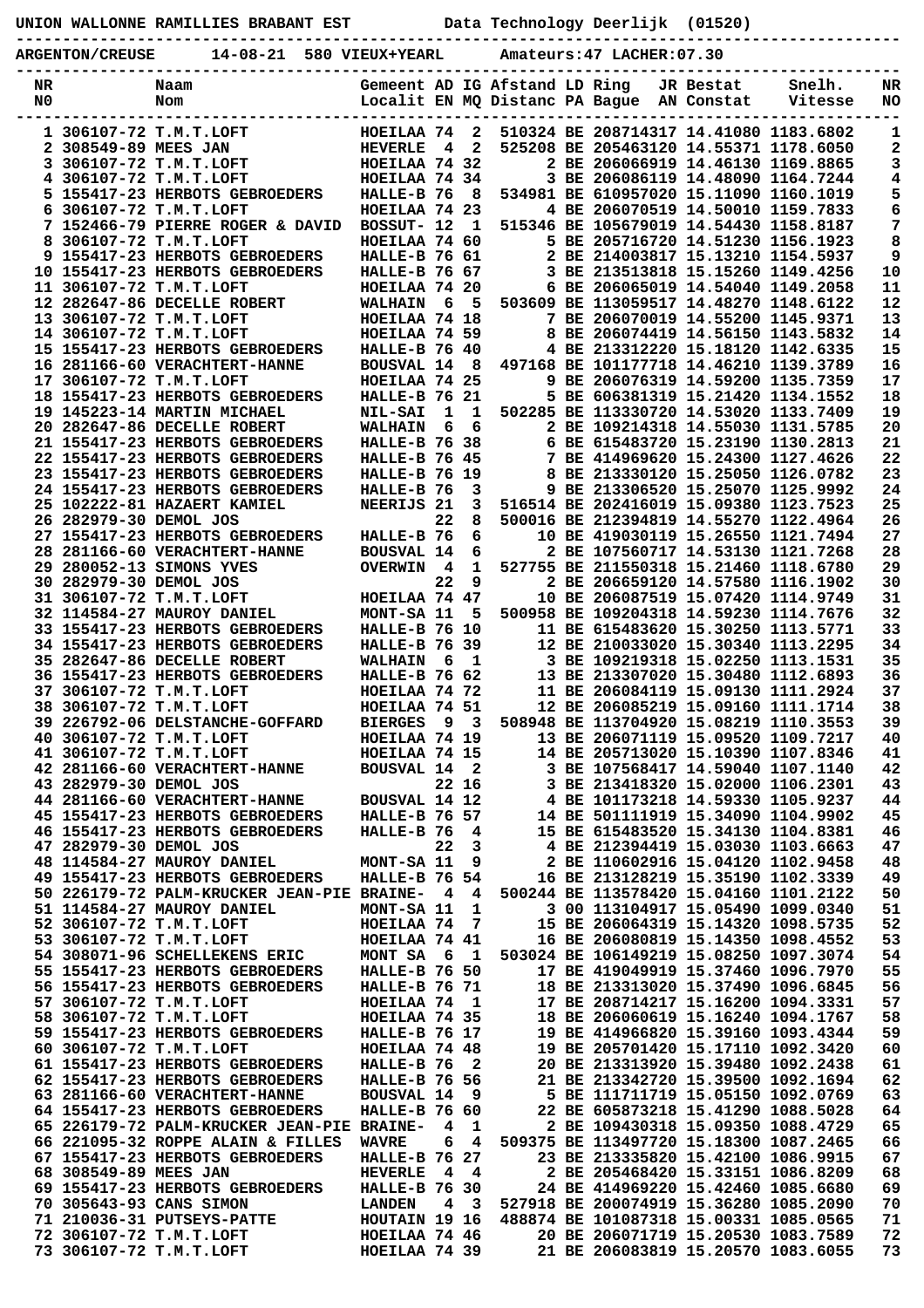UNION WALLONNE RAMILLIES BRABANT EST          Data Technology Deerlijk  (01520)

ARGENTON/CREUSE     14-08-21  580 VIEUX+YEARL       Amateurs:47 LACHER:07.30

| NR NO | Naam Nom | Gemeent Localit | AD EN | IG MQ | Afstand Distanc | LD PA | Ring Bague | JR AN | Bestat Constat | Snelh. Vitesse | NR NO |
|---|---|---|---|---|---|---|---|---|---|---|---|
| 1 | 306107-72 T.M.T.LOFT | HOEILAA | 74 | 2 | 510324 | BE | 2087143 | 17 | 14.41080 | 1183.6802 | 1 |
| 2 | 308549-89 MEES JAN | HEVERLE | 4 | 2 | 525208 | BE | 2054631 | 20 | 14.55371 | 1178.6050 | 2 |
| 3 | 306107-72 T.M.T.LOFT | HOEILAA | 74 | 32 | 2 | BE | 2060669 | 19 | 14.46130 | 1169.8865 | 3 |
| 4 | 306107-72 T.M.T.LOFT | HOEILAA | 74 | 34 | 3 | BE | 2060861 | 19 | 14.48090 | 1164.7244 | 4 |
| 5 | 155417-23 HERBOTS GEBROEDERS | HALLE-B | 76 | 8 | 534981 | BE | 6109570 | 20 | 15.11090 | 1160.1019 | 5 |
| 6 | 306107-72 T.M.T.LOFT | HOEILAA | 74 | 23 | 4 | BE | 2060705 | 19 | 14.50010 | 1159.7833 | 6 |
| 7 | 152466-79 PIERRE ROGER & DAVID | BOSSUT- | 12 | 1 | 515346 | BE | 1056790 | 19 | 14.54430 | 1158.8187 | 7 |
| 8 | 306107-72 T.M.T.LOFT | HOEILAA | 74 | 60 | 5 | BE | 2057167 | 20 | 14.51230 | 1156.1923 | 8 |
| 9 | 155417-23 HERBOTS GEBROEDERS | HALLE-B | 76 | 61 | 2 | BE | 2140038 | 17 | 15.13210 | 1154.5937 | 9 |
| 10 | 155417-23 HERBOTS GEBROEDERS | HALLE-B | 76 | 67 | 3 | BE | 2135138 | 18 | 15.15260 | 1149.4256 | 10 |
| 11 | 306107-72 T.M.T.LOFT | HOEILAA | 74 | 20 | 6 | BE | 2060650 | 19 | 14.54040 | 1149.2058 | 11 |
| 12 | 282647-86 DECELLE ROBERT | WALHAIN | 6 | 5 | 503609 | BE | 1130595 | 17 | 14.48270 | 1148.6122 | 12 |
| 13 | 306107-72 T.M.T.LOFT | HOEILAA | 74 | 18 | 7 | BE | 2060700 | 19 | 14.55200 | 1145.9371 | 13 |
| 14 | 306107-72 T.M.T.LOFT | HOEILAA | 74 | 59 | 8 | BE | 2060744 | 19 | 14.56150 | 1143.5832 | 14 |
| 15 | 155417-23 HERBOTS GEBROEDERS | HALLE-B | 76 | 40 | 4 | BE | 2133122 | 20 | 15.18120 | 1142.6335 | 15 |
| 16 | 281166-60 VERACHTERT-HANNE | BOUSVAL | 14 | 8 | 497168 | BE | 1011777 | 18 | 14.46210 | 1139.3789 | 16 |
| 17 | 306107-72 T.M.T.LOFT | HOEILAA | 74 | 25 | 9 | BE | 2060763 | 19 | 14.59200 | 1135.7359 | 17 |
| 18 | 155417-23 HERBOTS GEBROEDERS | HALLE-B | 76 | 21 | 5 | BE | 6063813 | 19 | 15.21420 | 1134.1552 | 18 |
| 19 | 145223-14 MARTIN MICHAEL | NIL-SAI | 1 | 1 | 502285 | BE | 1133307 | 20 | 14.53020 | 1133.7409 | 19 |
| 20 | 282647-86 DECELLE ROBERT | WALHAIN | 6 | 6 | 2 | BE | 1092143 | 18 | 14.55030 | 1131.5785 | 20 |
| 21 | 155417-23 HERBOTS GEBROEDERS | HALLE-B | 76 | 38 | 6 | BE | 6154837 | 20 | 15.23190 | 1130.2813 | 21 |
| 22 | 155417-23 HERBOTS GEBROEDERS | HALLE-B | 76 | 45 | 7 | BE | 4149696 | 20 | 15.24300 | 1127.4626 | 22 |
| 23 | 155417-23 HERBOTS GEBROEDERS | HALLE-B | 76 | 19 | 8 | BE | 2133301 | 20 | 15.25050 | 1126.0782 | 23 |
| 24 | 155417-23 HERBOTS GEBROEDERS | HALLE-B | 76 | 3 | 9 | BE | 2133065 | 20 | 15.25070 | 1125.9992 | 24 |
| 25 | 102222-81 HAZAERT KAMIEL | NEERIJS | 21 | 3 | 516514 | BE | 2024160 | 19 | 15.09380 | 1123.7523 | 25 |
| 26 | 282979-30 DEMOL JOS | | 22 | 8 | 500016 | BE | 2123948 | 19 | 14.55270 | 1122.4964 | 26 |
| 27 | 155417-23 HERBOTS GEBROEDERS | HALLE-B | 76 | 6 | 10 | BE | 4190301 | 19 | 15.26550 | 1121.7494 | 27 |
| 28 | 281166-60 VERACHTERT-HANNE | BOUSVAL | 14 | 6 | 2 | BE | 1075607 | 17 | 14.53130 | 1121.7268 | 28 |
| 29 | 280052-13 SIMONS YVES | OVERWIN | 4 | 1 | 527755 | BE | 2115503 | 18 | 15.21460 | 1118.6780 | 29 |
| 30 | 282979-30 DEMOL JOS | | 22 | 9 | 2 | BE | 2066591 | 20 | 14.57580 | 1116.1902 | 30 |
| 31 | 306107-72 T.M.T.LOFT | HOEILAA | 74 | 47 | 10 | BE | 2060875 | 19 | 15.07420 | 1114.9749 | 31 |
| 32 | 114584-27 MAUROY DANIEL | MONT-SA | 11 | 5 | 500958 | BE | 1092043 | 18 | 14.59230 | 1114.7676 | 32 |
| 33 | 155417-23 HERBOTS GEBROEDERS | HALLE-B | 76 | 10 | 11 | BE | 6154836 | 20 | 15.30250 | 1113.5771 | 33 |
| 34 | 155417-23 HERBOTS GEBROEDERS | HALLE-B | 76 | 39 | 12 | BE | 2100330 | 20 | 15.30340 | 1113.2295 | 34 |
| 35 | 282647-86 DECELLE ROBERT | WALHAIN | 6 | 1 | 3 | BE | 1092193 | 18 | 15.02250 | 1113.1531 | 35 |
| 36 | 155417-23 HERBOTS GEBROEDERS | HALLE-B | 76 | 62 | 13 | BE | 2133070 | 20 | 15.30480 | 1112.6893 | 36 |
| 37 | 306107-72 T.M.T.LOFT | HOEILAA | 74 | 72 | 11 | BE | 2060841 | 19 | 15.09130 | 1111.2924 | 37 |
| 38 | 306107-72 T.M.T.LOFT | HOEILAA | 74 | 51 | 12 | BE | 2060851 | 19 | 15.09160 | 1111.1714 | 38 |
| 39 | 226792-06 DELSTANCHE-GOFFARD | BIERGES | 9 | 3 | 508948 | BE | 1137049 | 20 | 15.08219 | 1110.3553 | 39 |
| 40 | 306107-72 T.M.T.LOFT | HOEILAA | 74 | 19 | 13 | BE | 2060711 | 19 | 15.09520 | 1109.7217 | 40 |
| 41 | 306107-72 T.M.T.LOFT | HOEILAA | 74 | 15 | 14 | BE | 2057130 | 20 | 15.10390 | 1107.8346 | 41 |
| 42 | 281166-60 VERACHTERT-HANNE | BOUSVAL | 14 | 2 | 3 | BE | 1075684 | 17 | 14.59040 | 1107.1140 | 42 |
| 43 | 282979-30 DEMOL JOS | | 22 | 16 | 3 | BE | 2134183 | 20 | 15.02000 | 1106.2301 | 43 |
| 44 | 281166-60 VERACHTERT-HANNE | BOUSVAL | 14 | 12 | 4 | BE | 1011732 | 18 | 14.59330 | 1105.9237 | 44 |
| 45 | 155417-23 HERBOTS GEBROEDERS | HALLE-B | 76 | 57 | 14 | BE | 5011119 | 19 | 15.34090 | 1104.9902 | 45 |
| 46 | 155417-23 HERBOTS GEBROEDERS | HALLE-B | 76 | 4 | 15 | BE | 6154835 | 20 | 15.34130 | 1104.8381 | 46 |
| 47 | 282979-30 DEMOL JOS | | 22 | 3 | 4 | BE | 2123944 | 19 | 15.03030 | 1103.6663 | 47 |
| 48 | 114584-27 MAUROY DANIEL | MONT-SA | 11 | 9 | 2 | BE | 1106029 | 16 | 15.04120 | 1102.9458 | 48 |
| 49 | 155417-23 HERBOTS GEBROEDERS | HALLE-B | 76 | 54 | 16 | BE | 2131288 | 19 | 15.35190 | 1102.3339 | 49 |
| 50 | 226179-72 PALM-KRUCKER JEAN-PIE | BRAINE- | 4 | 4 | 500244 | BE | 1135784 | 20 | 15.04160 | 1101.2122 | 50 |
| 51 | 114584-27 MAUROY DANIEL | MONT-SA | 11 | 1 | 3 | 00 | 1131049 | 17 | 15.05490 | 1099.0340 | 51 |
| 52 | 306107-72 T.M.T.LOFT | HOEILAA | 74 | 7 | 15 | BE | 2060643 | 19 | 15.14320 | 1098.5735 | 52 |
| 53 | 306107-72 T.M.T.LOFT | HOEILAA | 74 | 41 | 16 | BE | 2060808 | 19 | 15.14350 | 1098.4552 | 53 |
| 54 | 308071-96 SCHELLEKENS ERIC | MONT SA | 6 | 1 | 503024 | BE | 1061492 | 19 | 15.08250 | 1097.3074 | 54 |
| 55 | 155417-23 HERBOTS GEBROEDERS | HALLE-B | 76 | 50 | 17 | BE | 4190499 | 19 | 15.37460 | 1096.7970 | 55 |
| 56 | 155417-23 HERBOTS GEBROEDERS | HALLE-B | 76 | 71 | 18 | BE | 2133130 | 20 | 15.37490 | 1096.6845 | 56 |
| 57 | 306107-72 T.M.T.LOFT | HOEILAA | 74 | 1 | 17 | BE | 2087142 | 17 | 15.16200 | 1094.3331 | 57 |
| 58 | 306107-72 T.M.T.LOFT | HOEILAA | 74 | 35 | 18 | BE | 2060606 | 19 | 15.16240 | 1094.1767 | 58 |
| 59 | 155417-23 HERBOTS GEBROEDERS | HALLE-B | 76 | 17 | 19 | BE | 4149668 | 20 | 15.39160 | 1093.4344 | 59 |
| 60 | 306107-72 T.M.T.LOFT | HOEILAA | 74 | 48 | 19 | BE | 2057014 | 20 | 15.17110 | 1092.3420 | 60 |
| 61 | 155417-23 HERBOTS GEBROEDERS | HALLE-B | 76 | 2 | 20 | BE | 2133139 | 20 | 15.39480 | 1092.2438 | 61 |
| 62 | 155417-23 HERBOTS GEBROEDERS | HALLE-B | 76 | 56 | 21 | BE | 2133427 | 20 | 15.39500 | 1092.1694 | 62 |
| 63 | 281166-60 VERACHTERT-HANNE | BOUSVAL | 14 | 9 | 5 | BE | 1117117 | 19 | 15.05150 | 1092.0769 | 63 |
| 64 | 155417-23 HERBOTS GEBROEDERS | HALLE-B | 76 | 60 | 22 | BE | 6058732 | 18 | 15.41290 | 1088.5028 | 64 |
| 65 | 226179-72 PALM-KRUCKER JEAN-PIE | BRAINE- | 4 | 1 | 2 | BE | 1094303 | 18 | 15.09350 | 1088.4729 | 65 |
| 66 | 221095-32 ROPPE ALAIN & FILLES | WAVRE | 6 | 4 | 509375 | BE | 1134977 | 20 | 15.18300 | 1087.2465 | 66 |
| 67 | 155417-23 HERBOTS GEBROEDERS | HALLE-B | 76 | 27 | 23 | BE | 2133358 | 20 | 15.42100 | 1086.9915 | 67 |
| 68 | 308549-89 MEES JAN | HEVERLE | 4 | 4 | 2 | BE | 2054684 | 20 | 15.33151 | 1086.8209 | 68 |
| 69 | 155417-23 HERBOTS GEBROEDERS | HALLE-B | 76 | 30 | 24 | BE | 4149692 | 20 | 15.42460 | 1085.6680 | 69 |
| 70 | 305643-93 CANS SIMON | LANDEN | 4 | 3 | 527918 | BE | 2000749 | 19 | 15.36280 | 1085.2090 | 70 |
| 71 | 210036-31 PUTSEYS-PATTE | HOUTAIN | 19 | 16 | 488874 | BE | 1010873 | 18 | 15.00331 | 1085.0565 | 71 |
| 72 | 306107-72 T.M.T.LOFT | HOEILAA | 74 | 46 | 20 | BE | 2060717 | 19 | 15.20530 | 1083.7589 | 72 |
| 73 | 306107-72 T.M.T.LOFT | HOEILAA | 74 | 39 | 21 | BE | 2060838 | 19 | 15.20570 | 1083.6055 | 73 |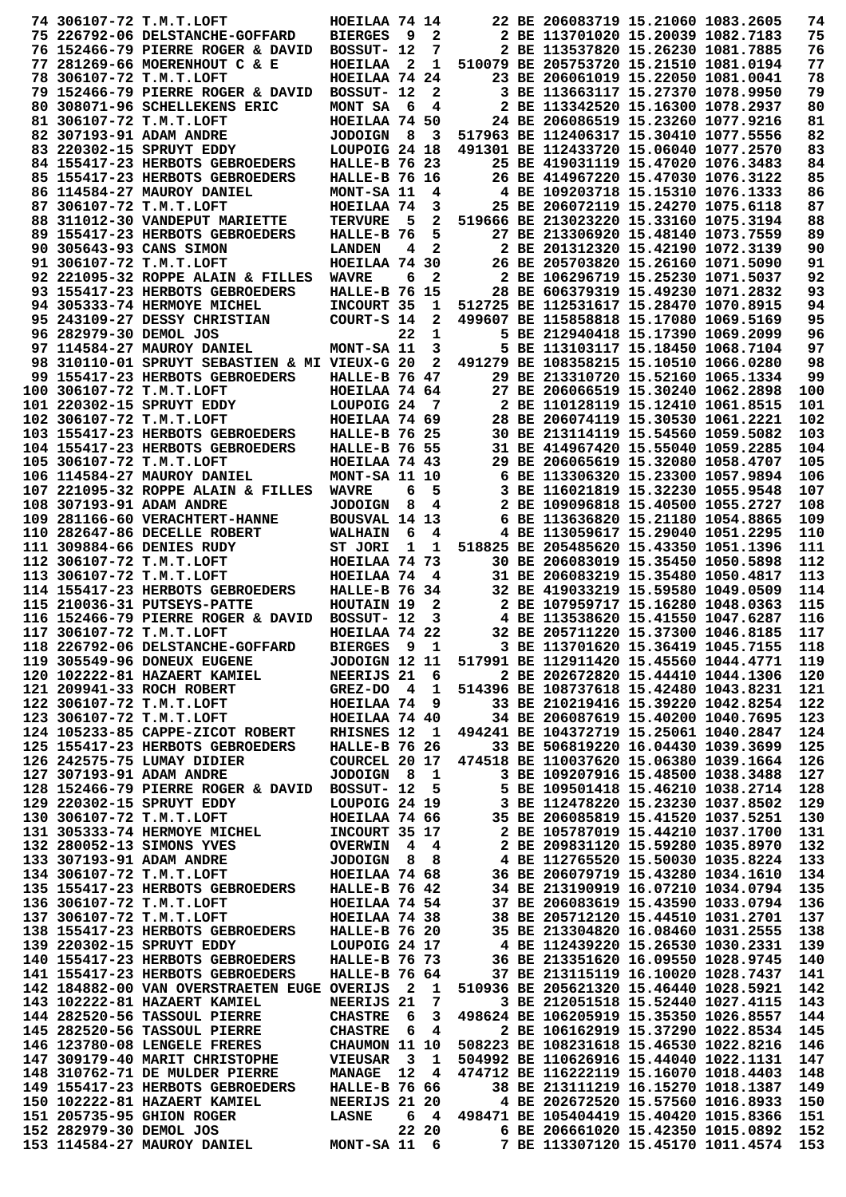```
 74 306107-72 T.M.T.LOFT           HOEILAA 74 14      22 BE 206083719 15.21060 1083.2605   74
 75 226792-06 DELSTANCHE-GOFFARD   BIERGES  9  2       2 BE 113701020 15.20039 1082.7183   75
 76 152466-79 PIERRE ROGER & DAVID BOSSUT- 12  7       2 BE 113537820 15.26230 1081.7885   76
 77 281269-66 MOERENHOUT C & E     HOEILAA  2  1  510079 BE 205753720 15.21510 1081.0194   77
 78 306107-72 T.M.T.LOFT           HOEILAA 74 24      23 BE 206061019 15.22050 1081.0041   78
 79 152466-79 PIERRE ROGER & DAVID BOSSUT- 12  2       3 BE 113663117 15.27370 1078.9950   79
 80 308071-96 SCHELLEKENS ERIC     MONT SA  6  4       2 BE 113342520 15.16300 1078.2937   80
 81 306107-72 T.M.T.LOFT           HOEILAA 74 50      24 BE 206086519 15.23260 1077.9216   81
 82 307193-91 ADAM ANDRE           JODOIGN  8  3  517963 BE 112406317 15.30410 1077.5556   82
 83 220302-15 SPRUYT EDDY          LOUPOIG 24 18  491301 BE 112433720 15.06040 1077.2570   83
 84 155417-23 HERBOTS GEBROEDERS   HALLE-B 76 23      25 BE 419031119 15.47020 1076.3483   84
 85 155417-23 HERBOTS GEBROEDERS   HALLE-B 76 16      26 BE 414967220 15.47030 1076.3122   85
 86 114584-27 MAUROY DANIEL        MONT-SA 11  4       4 BE 109203718 15.15310 1076.1333   86
 87 306107-72 T.M.T.LOFT           HOEILAA 74  3      25 BE 206072119 15.24270 1075.6118   87
 88 311012-30 VANDEPUT MARIETTE    TERVURE  5  2  519666 BE 213023220 15.33160 1075.3194   88
 89 155417-23 HERBOTS GEBROEDERS   HALLE-B 76  5      27 BE 213306920 15.48140 1073.7559   89
 90 305643-93 CANS SIMON           LANDEN   4  2       2 BE 201312320 15.42190 1072.3139   90
 91 306107-72 T.M.T.LOFT           HOEILAA 74 30      26 BE 205703820 15.26160 1071.5090   91
 92 221095-32 ROPPE ALAIN & FILLES WAVRE    6  2       2 BE 106296719 15.25230 1071.5037   92
 93 155417-23 HERBOTS GEBROEDERS   HALLE-B 76 15      28 BE 606379319 15.49230 1071.2832   93
 94 305333-74 HERMOYE MICHEL       INCOURT 35  1  512725 BE 112531617 15.28470 1070.8915   94
 95 243109-27 DESSY CHRISTIAN      COURT-S 14  2  499607 BE 115858818 15.17080 1069.5169   95
 96 282979-30 DEMOL JOS                    22  1       5 BE 212940418 15.17390 1069.2099   96
 97 114584-27 MAUROY DANIEL        MONT-SA 11  3       5 BE 113103117 15.18450 1068.7104   97
 98 310110-01 SPRUYT SEBASTIEN & MI VIEUX-G 20  2  491279 BE 108358215 15.10510 1066.0280   98
 99 155417-23 HERBOTS GEBROEDERS   HALLE-B 76 47      29 BE 213310720 15.52160 1065.1334   99
100 306107-72 T.M.T.LOFT           HOEILAA 74 64      27 BE 206066519 15.30240 1062.2898  100
101 220302-15 SPRUYT EDDY          LOUPOIG 24  7       2 BE 110128119 15.12410 1061.8515  101
102 306107-72 T.M.T.LOFT           HOEILAA 74 69      28 BE 206074119 15.30530 1061.2221  102
103 155417-23 HERBOTS GEBROEDERS   HALLE-B 76 25      30 BE 213114119 15.54560 1059.5082  103
104 155417-23 HERBOTS GEBROEDERS   HALLE-B 76 55      31 BE 414967420 15.55040 1059.2285  104
105 306107-72 T.M.T.LOFT           HOEILAA 74 43      29 BE 206065619 15.32080 1058.4707  105
106 114584-27 MAUROY DANIEL        MONT-SA 11 10       6 BE 113306320 15.23300 1057.9894  106
107 221095-32 ROPPE ALAIN & FILLES WAVRE    6  5       3 BE 116021819 15.32230 1055.9548  107
108 307193-91 ADAM ANDRE           JODOIGN  8  4       2 BE 109096818 15.40500 1055.2727  108
109 281166-60 VERACHTERT-HANNE     BOUSVAL 14 13       6 BE 113636820 15.21180 1054.8865  109
110 282647-86 DECELLE ROBERT       WALHAIN  6  4       4 BE 113059617 15.29040 1051.2295  110
111 309884-66 DENIES RUDY          ST JORI  1  1  518825 BE 205485620 15.43350 1051.1396  111
112 306107-72 T.M.T.LOFT           HOEILAA 74 73      30 BE 206083019 15.35450 1050.5898  112
113 306107-72 T.M.T.LOFT           HOEILAA 74  4      31 BE 206083219 15.35480 1050.4817  113
114 155417-23 HERBOTS GEBROEDERS   HALLE-B 76 34      32 BE 419033219 15.59580 1049.0509  114
115 210036-31 PUTSEYS-PATTE        HOUTAIN 19  2       2 BE 107959717 15.16280 1048.0363  115
116 152466-79 PIERRE ROGER & DAVID BOSSUT- 12  3       4 BE 113538620 15.41550 1047.6287  116
117 306107-72 T.M.T.LOFT           HOEILAA 74 22      32 BE 205711220 15.37300 1046.8185  117
118 226792-06 DELSTANCHE-GOFFARD   BIERGES  9  1       3 BE 113701620 15.36419 1045.7155  118
119 305549-96 DONEUX EUGENE        JODOIGN 12 11  517991 BE 112911420 15.45560 1044.4771  119
120 102222-81 HAZAERT KAMIEL       NEERIJS 21  6       2 BE 202672820 15.44410 1044.1306  120
121 209941-33 ROCH ROBERT          GREZ-DO  4  1  514396 BE 108737618 15.42480 1043.8231  121
122 306107-72 T.M.T.LOFT           HOEILAA 74  9      33 BE 210219416 15.39220 1042.8254  122
123 306107-72 T.M.T.LOFT           HOEILAA 74 40      34 BE 206087619 15.40200 1040.7695  123
124 105233-85 CAPPE-ZICOT ROBERT   RHISNES 12  1  494241 BE 104372719 15.25061 1040.2847  124
125 155417-23 HERBOTS GEBROEDERS   HALLE-B 76 26      33 BE 506819220 16.04430 1039.3699  125
126 242575-75 LUMAY DIDIER         COURCEL 20 17  474518 BE 110037620 15.06380 1039.1664  126
127 307193-91 ADAM ANDRE           JODOIGN  8  1       3 BE 109207916 15.48500 1038.3488  127
128 152466-79 PIERRE ROGER & DAVID BOSSUT- 12  5       5 BE 109501418 15.46210 1038.2714  128
129 220302-15 SPRUYT EDDY          LOUPOIG 24 19       3 BE 112478220 15.23230 1037.8502  129
130 306107-72 T.M.T.LOFT           HOEILAA 74 66      35 BE 206085819 15.41520 1037.5251  130
131 305333-74 HERMOYE MICHEL       INCOURT 35 17       2 BE 105787019 15.44210 1037.1700  131
132 280052-13 SIMONS YVES          OVERWIN  4  4       2 BE 209831120 15.59280 1035.8970  132
133 307193-91 ADAM ANDRE           JODOIGN  8  8       4 BE 112765520 15.50030 1035.8224  133
134 306107-72 T.M.T.LOFT           HOEILAA 74 68      36 BE 206079719 15.43280 1034.1610  134
135 155417-23 HERBOTS GEBROEDERS   HALLE-B 76 42      34 BE 213190919 16.07210 1034.0794  135
136 306107-72 T.M.T.LOFT           HOEILAA 74 54      37 BE 206083619 15.43590 1033.0794  136
137 306107-72 T.M.T.LOFT           HOEILAA 74 38      38 BE 205712120 15.44510 1031.2701  137
138 155417-23 HERBOTS GEBROEDERS   HALLE-B 76 20      35 BE 213304820 16.08460 1031.2555  138
139 220302-15 SPRUYT EDDY          LOUPOIG 24 17       4 BE 112439220 15.26530 1030.2331  139
140 155417-23 HERBOTS GEBROEDERS   HALLE-B 76 73      36 BE 213351620 16.09550 1028.9745  140
141 155417-23 HERBOTS GEBROEDERS   HALLE-B 76 64      37 BE 213115119 16.10020 1028.7437  141
142 184882-00 VAN OVERSTRAETEN EUGE OVERIJS  2  1  510936 BE 205621320 15.46440 1028.5921  142
143 102222-81 HAZAERT KAMIEL       NEERIJS 21  7       3 BE 212051518 15.52440 1027.4115  143
144 282520-56 TASSOUL PIERRE       CHASTRE  6  3  498624 BE 106205919 15.35350 1026.8557  144
145 282520-56 TASSOUL PIERRE       CHASTRE  6  4       2 BE 106162919 15.37290 1022.8534  145
146 123780-08 LENGELE FRERES       CHAUMON 11 10  508223 BE 108231618 15.46530 1022.8216  146
147 309179-40 MARIT CHRISTOPHE     VIEUSAR  3  1  504992 BE 110626916 15.44040 1022.1131  147
148 310762-71 DE MULDER PIERRE     MANAGE  12  4  474712 BE 116222119 15.16070 1018.4403  148
149 155417-23 HERBOTS GEBROEDERS   HALLE-B 76 66      38 BE 213111219 16.15270 1018.1387  149
150 102222-81 HAZAERT KAMIEL       NEERIJS 21 20       4 BE 202672520 15.57560 1016.8933  150
151 205735-95 GHION ROGER          LASNE    6  4  498471 BE 105404419 15.40420 1015.8366  151
152 282979-30 DEMOL JOS                    22 20       6 BE 206661020 15.42350 1015.0892  152
153 114584-27 MAUROY DANIEL        MONT-SA 11  6       7 BE 113307120 15.45170 1011.4574  153
```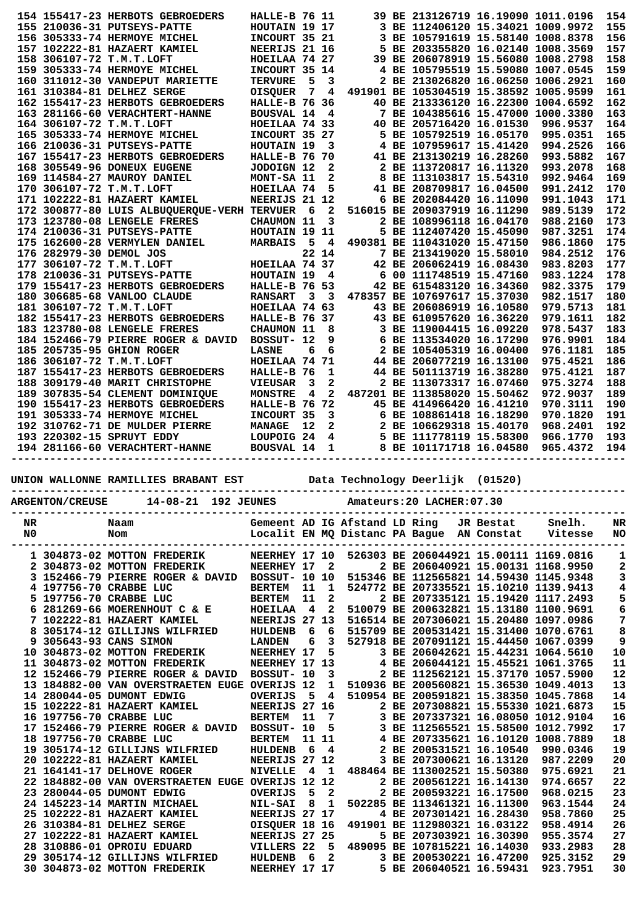| | | | | | | | | | | | | |
|---|---|---|---|---|---|---|---|---|---|---|---|---|
| 154 | 155417-23 | HERBOTS GEBROEDERS | HALLE-B | 76 | 11 | | 39 | BE | 213126719 | 16.19090 | 1011.0196 | 154 |
| 155 | 210036-31 | PUTSEYS-PATTE | HOUTAIN | 19 | 17 | | 3 | BE | 112406120 | 15.34021 | 1009.9972 | 155 |
| 156 | 305333-74 | HERMOYE MICHEL | INCOURT | 35 | 21 | | 3 | BE | 105791619 | 15.58160 | 1008.8378 | 156 |
| 157 | 102222-81 | HAZAERT KAMIEL | NEERIJS | 21 | 16 | | 5 | BE | 203355820 | 16.02140 | 1008.3569 | 157 |
| 158 | 306107-72 | T.M.T.LOFT | HOEILAA | 74 | 27 | | 39 | BE | 206078919 | 15.56080 | 1008.2798 | 158 |
| 159 | 305333-74 | HERMOYE MICHEL | INCOURT | 35 | 14 | | 4 | BE | 105795519 | 15.59080 | 1007.0545 | 159 |
| 160 | 311012-30 | VANDEPUT MARIETTE | TERVURE | 5 | 3 | | 2 | BE | 213026820 | 16.06250 | 1006.2921 | 160 |
| 161 | 310384-81 | DELHEZ SERGE | OISQUER | 7 | 4 | 491901 | | BE | 105304519 | 15.38592 | 1005.9599 | 161 |
| 162 | 155417-23 | HERBOTS GEBROEDERS | HALLE-B | 76 | 36 | | 40 | BE | 213336120 | 16.22300 | 1004.6592 | 162 |
| 163 | 281166-60 | VERACHTERT-HANNE | BOUSVAL | 14 | 4 | | 7 | BE | 104385616 | 15.47000 | 1000.3380 | 163 |
| 164 | 306107-72 | T.M.T.LOFT | HOEILAA | 74 | 33 | | 40 | BE | 205716420 | 16.01530 | 996.9537 | 164 |
| 165 | 305333-74 | HERMOYE MICHEL | INCOURT | 35 | 27 | | 5 | BE | 105792519 | 16.05170 | 995.0351 | 165 |
| 166 | 210036-31 | PUTSEYS-PATTE | HOUTAIN | 19 | 3 | | 4 | BE | 107959617 | 15.41420 | 994.2526 | 166 |
| 167 | 155417-23 | HERBOTS GEBROEDERS | HALLE-B | 76 | 70 | | 41 | BE | 213130219 | 16.28260 | 993.5882 | 167 |
| 168 | 305549-96 | DONEUX EUGENE | JODOIGN | 12 | 2 | | 2 | BE | 113720817 | 16.11320 | 993.2078 | 168 |
| 169 | 114584-27 | MAUROY DANIEL | MONT-SA | 11 | 2 | | 8 | BE | 113103817 | 15.54310 | 992.9464 | 169 |
| 170 | 306107-72 | T.M.T.LOFT | HOEILAA | 74 | 5 | | 41 | BE | 208709817 | 16.04500 | 991.2412 | 170 |
| 171 | 102222-81 | HAZAERT KAMIEL | NEERIJS | 21 | 12 | | 6 | BE | 202084420 | 16.11090 | 991.1043 | 171 |
| 172 | 300877-80 | LUIS ALBUQUERQUE-VERH | TERVUER | 6 | 2 | 516015 | | BE | 209037919 | 16.11290 | 989.5139 | 172 |
| 173 | 123780-08 | LENGELE FRERES | CHAUMON | 11 | 3 | | 2 | BE | 108996118 | 16.04170 | 988.2160 | 173 |
| 174 | 210036-31 | PUTSEYS-PATTE | HOUTAIN | 19 | 11 | | 5 | BE | 112407420 | 15.45090 | 987.3251 | 174 |
| 175 | 162600-28 | VERMYLEN DANIEL | MARBAIS | 5 | 4 | 490381 | | BE | 110431020 | 15.47150 | 986.1860 | 175 |
| 176 | 282979-30 | DEMOL JOS | | 22 | 14 | | 7 | BE | 213419020 | 15.58010 | 984.2512 | 176 |
| 177 | 306107-72 | T.M.T.LOFT | HOEILAA | 74 | 37 | | 42 | BE | 206062419 | 16.08430 | 983.8203 | 177 |
| 178 | 210036-31 | PUTSEYS-PATTE | HOUTAIN | 19 | 4 | | 6 | 00 | 111748519 | 15.47160 | 983.1224 | 178 |
| 179 | 155417-23 | HERBOTS GEBROEDERS | HALLE-B | 76 | 53 | | 42 | BE | 615483120 | 16.34360 | 982.3375 | 179 |
| 180 | 306685-68 | VANLOO CLAUDE | RANSART | 3 | 3 | 478357 | | BE | 107697617 | 15.37030 | 982.1517 | 180 |
| 181 | 306107-72 | T.M.T.LOFT | HOEILAA | 74 | 63 | | 43 | BE | 206086919 | 16.10580 | 979.5713 | 181 |
| 182 | 155417-23 | HERBOTS GEBROEDERS | HALLE-B | 76 | 37 | | 43 | BE | 610957620 | 16.36220 | 979.1611 | 182 |
| 183 | 123780-08 | LENGELE FRERES | CHAUMON | 11 | 8 | | 3 | BE | 119004415 | 16.09220 | 978.5437 | 183 |
| 184 | 152466-79 | PIERRE ROGER & DAVID | BOSSUT- | 12 | 9 | | 6 | BE | 113534020 | 16.17290 | 976.9901 | 184 |
| 185 | 205735-95 | GHION ROGER | LASNE | 6 | 6 | | 2 | BE | 105405319 | 16.00400 | 976.1181 | 185 |
| 186 | 306107-72 | T.M.T.LOFT | HOEILAA | 74 | 71 | | 44 | BE | 206077219 | 16.13100 | 975.4521 | 186 |
| 187 | 155417-23 | HERBOTS GEBROEDERS | HALLE-B | 76 | 1 | | 44 | BE | 501113719 | 16.38280 | 975.4121 | 187 |
| 188 | 309179-40 | MARIT CHRISTOPHE | VIEUSAR | 3 | 2 | | 2 | BE | 113073317 | 16.07460 | 975.3274 | 188 |
| 189 | 307835-54 | CLEMENT DOMINIQUE | MONSTRE | 4 | 2 | 487201 | | BE | 113858020 | 15.50462 | 972.9037 | 189 |
| 190 | 155417-23 | HERBOTS GEBROEDERS | HALLE-B | 76 | 72 | | 45 | BE | 414966420 | 16.41210 | 970.3111 | 190 |
| 191 | 305333-74 | HERMOYE MICHEL | INCOURT | 35 | 3 | | 6 | BE | 108861418 | 16.18290 | 970.1820 | 191 |
| 192 | 310762-71 | DE MULDER PIERRE | MANAGE | 12 | 2 | | 2 | BE | 106629318 | 15.40170 | 968.2401 | 192 |
| 193 | 220302-15 | SPRUYT EDDY | LOUPOIG | 24 | 4 | | 5 | BE | 111778119 | 15.58300 | 966.1770 | 193 |
| 194 | 281166-60 | VERACHTERT-HANNE | BOUSVAL | 14 | 1 | | 8 | BE | 101171718 | 16.04580 | 965.4372 | 194 |

UNION WALLONNE RAMILLIES BRABANT EST          Data Technology Deerlijk  (01520)

ARGENTON/CREUSE      14-08-21  192 JEUNES          Amateurs:20 LACHER:07.30

| NR N0 | | Naam Nom | Gemeent Localit | AD EN | IG MQ | Afstand Distanc | LD PA | Ring Bague | JR AN | Bestat Constat | Snelh. Vitesse | NR NO |
|---|---|---|---|---|---|---|---|---|---|---|---|---|
| 1 | 304873-02 | MOTTON FREDERIK | NEERHEY | 17 | 10 | 526303 | BE | 2060449 | 21 | 15.00111 | 1169.0816 | 1 |
| 2 | 304873-02 | MOTTON FREDERIK | NEERHEY | 17 | 2 | 2 | BE | 2060409 | 21 | 15.00131 | 1168.9950 | 2 |
| 3 | 152466-79 | PIERRE ROGER & DAVID | BOSSUT- | 10 | 10 | 515346 | BE | 1125658 | 21 | 14.59430 | 1145.9348 | 3 |
| 4 | 197756-70 | CRABBE LUC | BERTEM | 11 | 1 | 524772 | BE | 2073351 | 21 | 15.10210 | 1139.9413 | 4 |
| 5 | 197756-70 | CRABBE LUC | BERTEM | 11 | 2 | 2 | BE | 2073351 | 21 | 15.19420 | 1117.2493 | 5 |
| 6 | 281269-66 | MOERENHOUT C & E | HOEILAA | 4 | 2 | 510079 | BE | 2006329 | 21 | 15.13180 | 1100.9691 | 6 |
| 7 | 102222-81 | HAZAERT KAMIEL | NEERIJS | 27 | 13 | 516514 | BE | 2073060 | 21 | 15.20480 | 1097.0986 | 7 |
| 8 | 305174-12 | GILLIJNS WILFRIED | HULDENB | 6 | 6 | 515709 | BE | 2005314 | 21 | 15.31400 | 1070.6761 | 8 |
| 9 | 305643-93 | CANS SIMON | LANDEN | 6 | 3 | 527918 | BE | 2070912 | 21 | 15.44450 | 1067.0399 | 9 |
| 10 | 304873-02 | MOTTON FREDERIK | NEERHEY | 17 | 5 | 3 | BE | 2060426 | 21 | 15.44231 | 1064.5610 | 10 |
| 11 | 304873-02 | MOTTON FREDERIK | NEERHEY | 17 | 13 | 4 | BE | 2060441 | 21 | 15.45521 | 1061.3765 | 11 |
| 12 | 152466-79 | PIERRE ROGER & DAVID | BOSSUT- | 10 | 3 | 2 | BE | 1125621 | 21 | 15.37170 | 1057.5900 | 12 |
| 13 | 184882-00 | VAN OVERSTRAETEN EUGE | OVERIJS | 12 | 1 | 510936 | BE | 2005608 | 21 | 15.36530 | 1049.4013 | 13 |
| 14 | 280044-05 | DUMONT EDWIG | OVERIJS | 5 | 4 | 510954 | BE | 2005918 | 21 | 15.38350 | 1045.7868 | 14 |
| 15 | 102222-81 | HAZAERT KAMIEL | NEERIJS | 27 | 16 | 2 | BE | 2073088 | 21 | 15.55330 | 1021.6873 | 15 |
| 16 | 197756-70 | CRABBE LUC | BERTEM | 11 | 7 | 3 | BE | 2073371 | 21 | 16.08050 | 1012.9104 | 16 |
| 17 | 152466-79 | PIERRE ROGER & DAVID | BOSSUT- | 10 | 5 | 3 | BE | 1125655 | 21 | 15.58000 | 1012.7992 | 17 |
| 18 | 197756-70 | CRABBE LUC | BERTEM | 11 | 11 | 4 | BE | 2073356 | 21 | 16.10120 | 1008.7889 | 18 |
| 19 | 305174-12 | GILLIJNS WILFRIED | HULDENB | 6 | 4 | 2 | BE | 2005316 | 21 | 16.10540 | 990.0346 | 19 |
| 20 | 102222-81 | HAZAERT KAMIEL | NEERIJS | 27 | 12 | 3 | BE | 2073006 | 21 | 16.13120 | 987.2209 | 20 |
| 21 | 164141-17 | DELHOVE ROGER | NIVELLE | 4 | 1 | 488464 | BE | 1130025 | 21 | 15.50380 | 975.6921 | 21 |
| 22 | 184882-00 | VAN OVERSTRAETEN EUGE | OVERIJS | 12 | 12 | 2 | BE | 2005612 | 21 | 16.14130 | 974.6657 | 22 |
| 23 | 280044-05 | DUMONT EDWIG | OVERIJS | 5 | 2 | 2 | BE | 2005932 | 21 | 16.17500 | 968.0215 | 23 |
| 24 | 145223-14 | MARTIN MICHAEL | NIL-SAI | 8 | 1 | 502285 | BE | 1134613 | 21 | 16.11300 | 963.1544 | 24 |
| 25 | 102222-81 | HAZAERT KAMIEL | NEERIJS | 27 | 17 | 4 | BE | 2073013 | 21 | 16.28430 | 958.7860 | 25 |
| 26 | 310384-81 | DELHEZ SERGE | OISQUER | 18 | 16 | 491901 | BE | 1129803 | 21 | 16.03122 | 958.4914 | 26 |
| 27 | 102222-81 | HAZAERT KAMIEL | NEERIJS | 27 | 25 | 5 | BE | 2073039 | 21 | 16.30390 | 955.3574 | 27 |
| 28 | 310886-01 | OPROIU EDUARD | VILLERS | 22 | 5 | 489095 | BE | 1078158 | 21 | 16.14030 | 933.2983 | 28 |
| 29 | 305174-12 | GILLIJNS WILFRIED | HULDENB | 6 | 2 | 3 | BE | 2005302 | 21 | 16.47200 | 925.3152 | 29 |
| 30 | 304873-02 | MOTTON FREDERIK | NEERHEY | 17 | 17 | 5 | BE | 2060405 | 21 | 16.59431 | 923.7951 | 30 |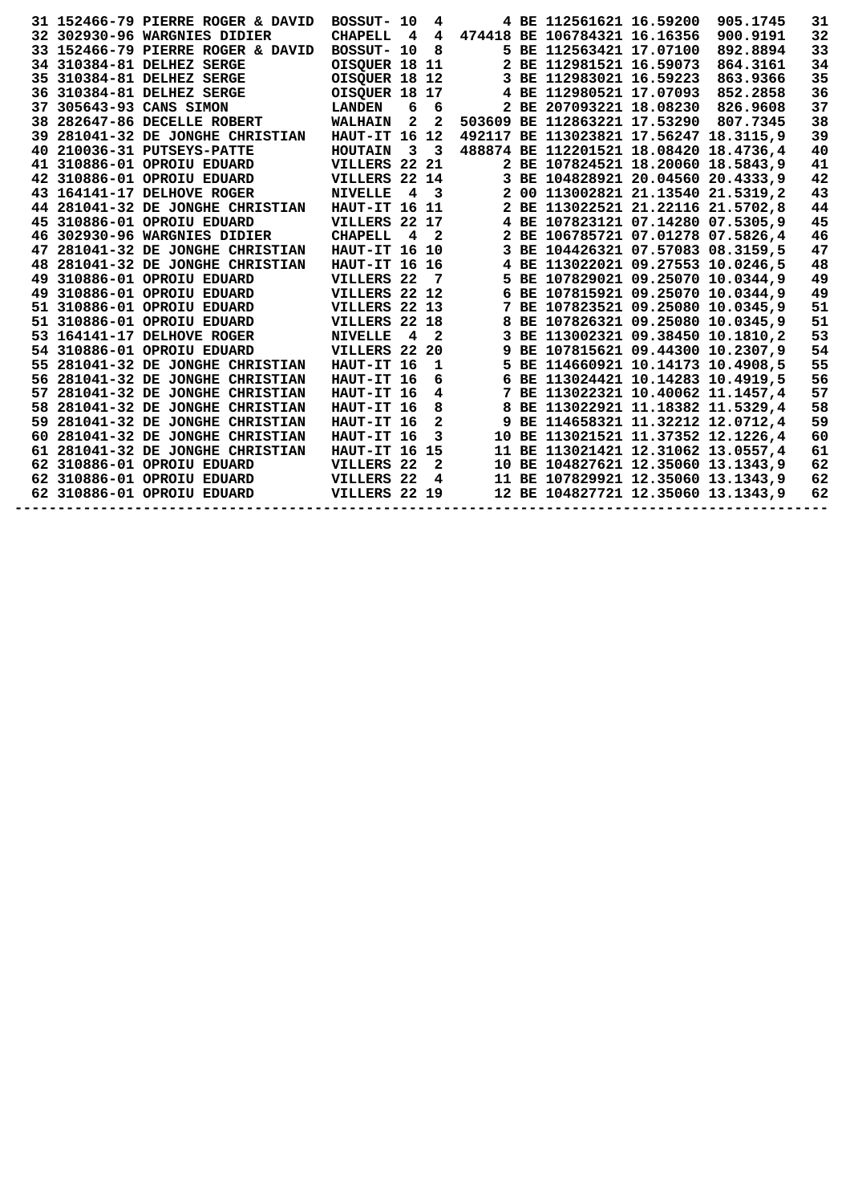| | | | | | | | | | | | | |
|---|---|---|---|---|---|---|---|---|---|---|---|---|
| 31 | 152466-79 | PIERRE ROGER & DAVID | BOSSUT- | 10 | 4 | 4 | BE | 112561621 | 16.59200 | 905.1745 | 31 |
| 32 | 302930-96 | WARGNIES DIDIER | CHAPELL | 4 | 4 | 474418 | BE | 106784321 | 16.16356 | 900.9191 | 32 |
| 33 | 152466-79 | PIERRE ROGER & DAVID | BOSSUT- | 10 | 8 | 5 | BE | 112563421 | 17.07100 | 892.8894 | 33 |
| 34 | 310384-81 | DELHEZ SERGE | OISQUER | 18 | 11 | 2 | BE | 112981521 | 16.59073 | 864.3161 | 34 |
| 35 | 310384-81 | DELHEZ SERGE | OISQUER | 18 | 12 | 3 | BE | 112983021 | 16.59223 | 863.9366 | 35 |
| 36 | 310384-81 | DELHEZ SERGE | OISQUER | 18 | 17 | 4 | BE | 112980521 | 17.07093 | 852.2858 | 36 |
| 37 | 305643-93 | CANS SIMON | LANDEN | 6 | 6 | 2 | BE | 207093221 | 18.08230 | 826.9608 | 37 |
| 38 | 282647-86 | DECELLE ROBERT | WALHAIN | 2 | 2 | 503609 | BE | 112863221 | 17.53290 | 807.7345 | 38 |
| 39 | 281041-32 | DE JONGHE CHRISTIAN | HAUT-IT | 16 | 12 | 492117 | BE | 113023821 | 17.56247 | 18.3115,9 | 39 |
| 40 | 210036-31 | PUTSEYS-PATTE | HOUTAIN | 3 | 3 | 488874 | BE | 112201521 | 18.08420 | 18.4736,4 | 40 |
| 41 | 310886-01 | OPROIU EDUARD | VILLERS | 22 | 21 | 2 | BE | 107824521 | 18.20060 | 18.5843,9 | 41 |
| 42 | 310886-01 | OPROIU EDUARD | VILLERS | 22 | 14 | 3 | BE | 104828921 | 20.04560 | 20.4333,9 | 42 |
| 43 | 164141-17 | DELHOVE ROGER | NIVELLE | 4 | 3 | 2 | 00 | 113002821 | 21.13540 | 21.5319,2 | 43 |
| 44 | 281041-32 | DE JONGHE CHRISTIAN | HAUT-IT | 16 | 11 | 2 | BE | 113022521 | 21.22116 | 21.5702,8 | 44 |
| 45 | 310886-01 | OPROIU EDUARD | VILLERS | 22 | 17 | 4 | BE | 107823121 | 07.14280 | 07.5305,9 | 45 |
| 46 | 302930-96 | WARGNIES DIDIER | CHAPELL | 4 | 2 | 2 | BE | 106785721 | 07.01278 | 07.5826,4 | 46 |
| 47 | 281041-32 | DE JONGHE CHRISTIAN | HAUT-IT | 16 | 10 | 3 | BE | 104426321 | 07.57083 | 08.3159,5 | 47 |
| 48 | 281041-32 | DE JONGHE CHRISTIAN | HAUT-IT | 16 | 16 | 4 | BE | 113022021 | 09.27553 | 10.0246,5 | 48 |
| 49 | 310886-01 | OPROIU EDUARD | VILLERS | 22 | 7 | 5 | BE | 107829021 | 09.25070 | 10.0344,9 | 49 |
| 49 | 310886-01 | OPROIU EDUARD | VILLERS | 22 | 12 | 6 | BE | 107815921 | 09.25070 | 10.0344,9 | 49 |
| 51 | 310886-01 | OPROIU EDUARD | VILLERS | 22 | 13 | 7 | BE | 107823521 | 09.25080 | 10.0345,9 | 51 |
| 51 | 310886-01 | OPROIU EDUARD | VILLERS | 22 | 18 | 8 | BE | 107826321 | 09.25080 | 10.0345,9 | 51 |
| 53 | 164141-17 | DELHOVE ROGER | NIVELLE | 4 | 2 | 3 | BE | 113002321 | 09.38450 | 10.1810,2 | 53 |
| 54 | 310886-01 | OPROIU EDUARD | VILLERS | 22 | 20 | 9 | BE | 107815621 | 09.44300 | 10.2307,9 | 54 |
| 55 | 281041-32 | DE JONGHE CHRISTIAN | HAUT-IT | 16 | 1 | 5 | BE | 114660921 | 10.14173 | 10.4908,5 | 55 |
| 56 | 281041-32 | DE JONGHE CHRISTIAN | HAUT-IT | 16 | 6 | 6 | BE | 113024421 | 10.14283 | 10.4919,5 | 56 |
| 57 | 281041-32 | DE JONGHE CHRISTIAN | HAUT-IT | 16 | 4 | 7 | BE | 113022321 | 10.40062 | 11.1457,4 | 57 |
| 58 | 281041-32 | DE JONGHE CHRISTIAN | HAUT-IT | 16 | 8 | 8 | BE | 113022921 | 11.18382 | 11.5329,4 | 58 |
| 59 | 281041-32 | DE JONGHE CHRISTIAN | HAUT-IT | 16 | 2 | 9 | BE | 114658321 | 11.32212 | 12.0712,4 | 59 |
| 60 | 281041-32 | DE JONGHE CHRISTIAN | HAUT-IT | 16 | 3 | 10 | BE | 113021521 | 11.37352 | 12.1226,4 | 60 |
| 61 | 281041-32 | DE JONGHE CHRISTIAN | HAUT-IT | 16 | 15 | 11 | BE | 113021421 | 12.31062 | 13.0557,4 | 61 |
| 62 | 310886-01 | OPROIU EDUARD | VILLERS | 22 | 2 | 10 | BE | 104827621 | 12.35060 | 13.1343,9 | 62 |
| 62 | 310886-01 | OPROIU EDUARD | VILLERS | 22 | 4 | 11 | BE | 107829921 | 12.35060 | 13.1343,9 | 62 |
| 62 | 310886-01 | OPROIU EDUARD | VILLERS | 22 | 19 | 12 | BE | 104827721 | 12.35060 | 13.1343,9 | 62 |